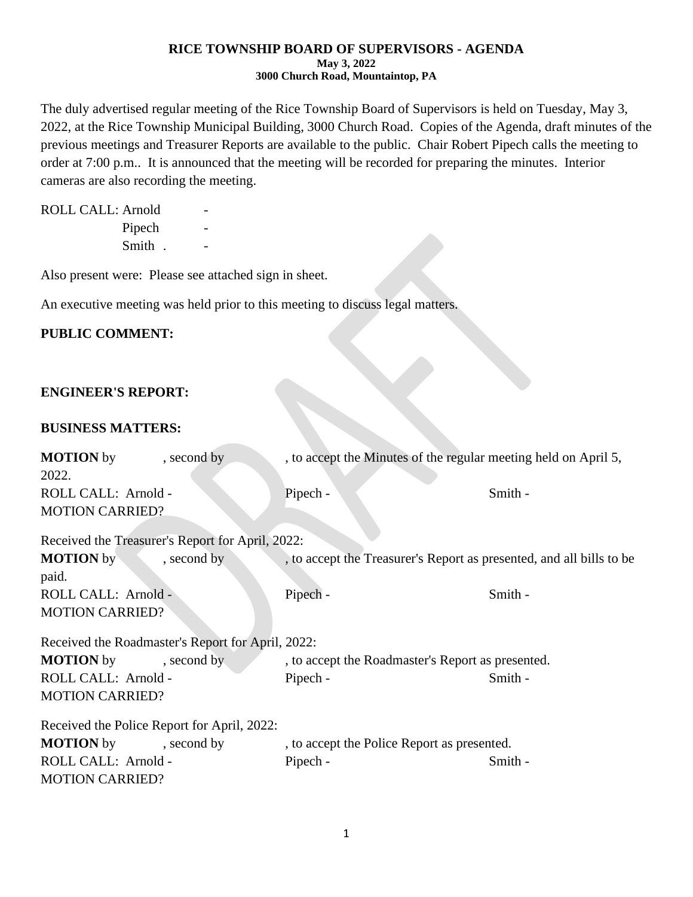# RICE TOWNSHIP BOARD OF SUPERVISORS - AGENDA

**May 3, 2022**
**3000 Church Road, Mountaintop, PA**

The duly advertised regular meeting of the Rice Township Board of Supervisors is held on Tuesday, May 3, 2022, at the Rice Township Municipal Building, 3000 Church Road. Copies of the Agenda, draft minutes of the previous meetings and Treasurer Reports are available to the public. Chair Robert Pipech calls the meeting to order at 7:00 p.m.. It is announced that the meeting will be recorded for preparing the minutes. Interior cameras are also recording the meeting.

ROLL CALL: Arnold -
Pipech -
Smith . -

Also present were: Please see attached sign in sheet.

An executive meeting was held prior to this meeting to discuss legal matters.

**PUBLIC COMMENT:**

**ENGINEER'S REPORT:**

**BUSINESS MATTERS:**

**MOTION** by , second by , to accept the Minutes of the regular meeting held on April 5, 2022.
ROLL CALL: Arnold - Pipech - Smith -
MOTION CARRIED?

Received the Treasurer's Report for April, 2022:
**MOTION** by , second by , to accept the Treasurer's Report as presented, and all bills to be paid.
ROLL CALL: Arnold - Pipech - Smith -
MOTION CARRIED?

Received the Roadmaster's Report for April, 2022:
**MOTION** by , second by , to accept the Roadmaster's Report as presented.
ROLL CALL: Arnold - Pipech - Smith -
MOTION CARRIED?

Received the Police Report for April, 2022:
**MOTION** by , second by , to accept the Police Report as presented.
ROLL CALL: Arnold - Pipech - Smith -
MOTION CARRIED?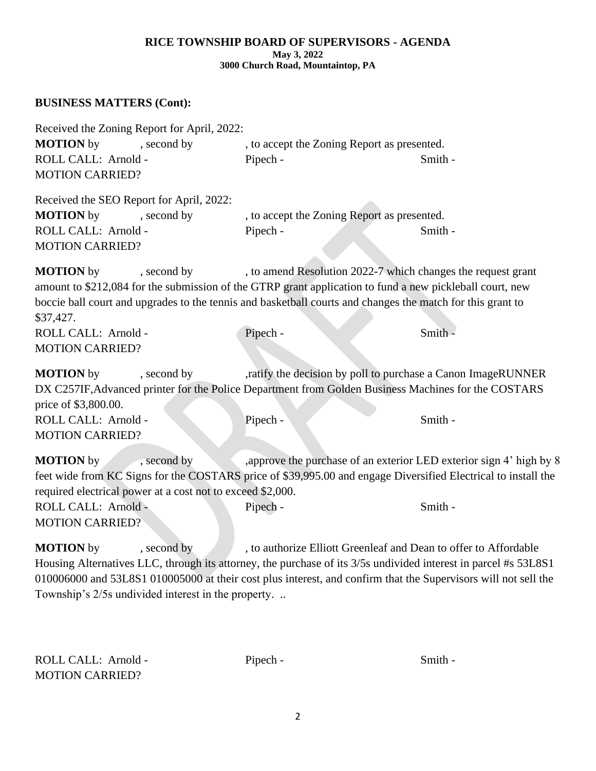**RICE TOWNSHIP BOARD OF SUPERVISORS - AGENDA**
**May 3, 2022**
**3000 Church Road, Mountaintop, PA**

**BUSINESS MATTERS (Cont):**

Received the Zoning Report for April, 2022:
**MOTION** by , second by , to accept the Zoning Report as presented.
ROLL CALL: Arnold - Pipech - Smith -
MOTION CARRIED?

Received the SEO Report for April, 2022:
**MOTION** by , second by , to accept the Zoning Report as presented.
ROLL CALL: Arnold - Pipech - Smith -
MOTION CARRIED?

**MOTION** by , second by , to amend Resolution 2022-7 which changes the request grant amount to $212,084 for the submission of the GTRP grant application to fund a new pickleball court, new boccie ball court and upgrades to the tennis and basketball courts and changes the match for this grant to $37,427.
ROLL CALL: Arnold - Pipech - Smith -
MOTION CARRIED?

**MOTION** by , second by ,ratify the decision by poll to purchase a Canon ImageRUNNER DX C257IF,Advanced printer for the Police Department from Golden Business Machines for the COSTARS price of $3,800.00.
ROLL CALL: Arnold - Pipech - Smith -
MOTION CARRIED?

**MOTION** by , second by ,approve the purchase of an exterior LED exterior sign 4' high by 8 feet wide from KC Signs for the COSTARS price of $39,995.00 and engage Diversified Electrical to install the required electrical power at a cost not to exceed $2,000.
ROLL CALL: Arnold - Pipech - Smith -
MOTION CARRIED?

**MOTION** by , second by , to authorize Elliott Greenleaf and Dean to offer to Affordable Housing Alternatives LLC, through its attorney, the purchase of its 3/5s undivided interest in parcel #s 53L8S1 010006000 and 53L8S1 010005000 at their cost plus interest, and confirm that the Supervisors will not sell the Township's 2/5s undivided interest in the property. ..

ROLL CALL: Arnold - Pipech - Smith -
MOTION CARRIED?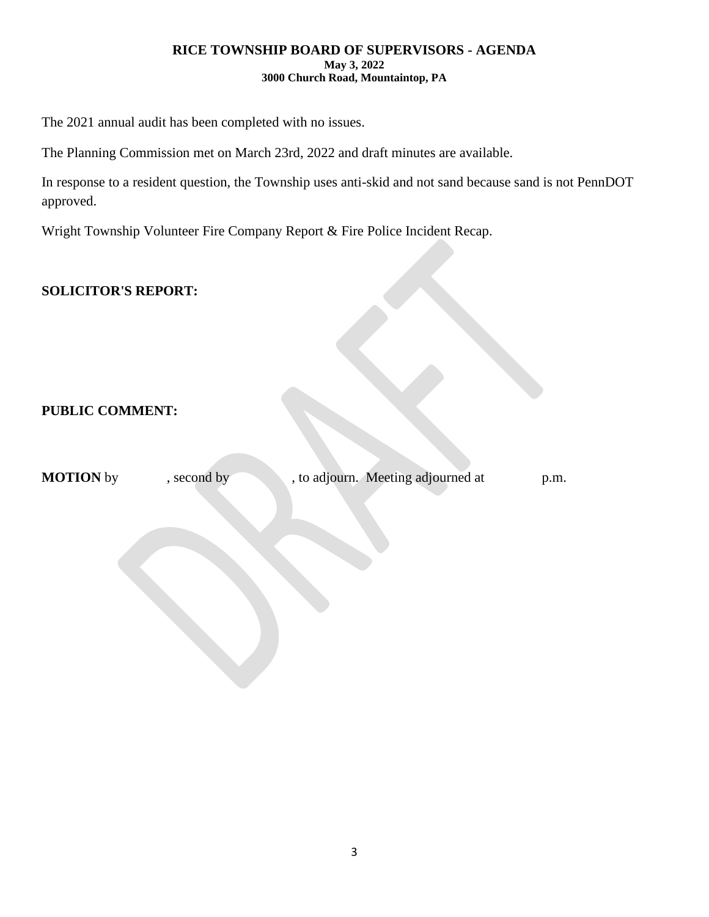The 2021 annual audit has been completed with no issues.

The Planning Commission met on March 23rd, 2022 and draft minutes are available.

In response to a resident question, the Township uses anti-skid and not sand because sand is not PennDOT approved.

Wright Township Volunteer Fire Company Report & Fire Police Incident Recap.

**SOLICITOR'S REPORT:**

**PUBLIC COMMENT:**

**MOTION** by , second by , to adjourn. Meeting adjourned at p.m.